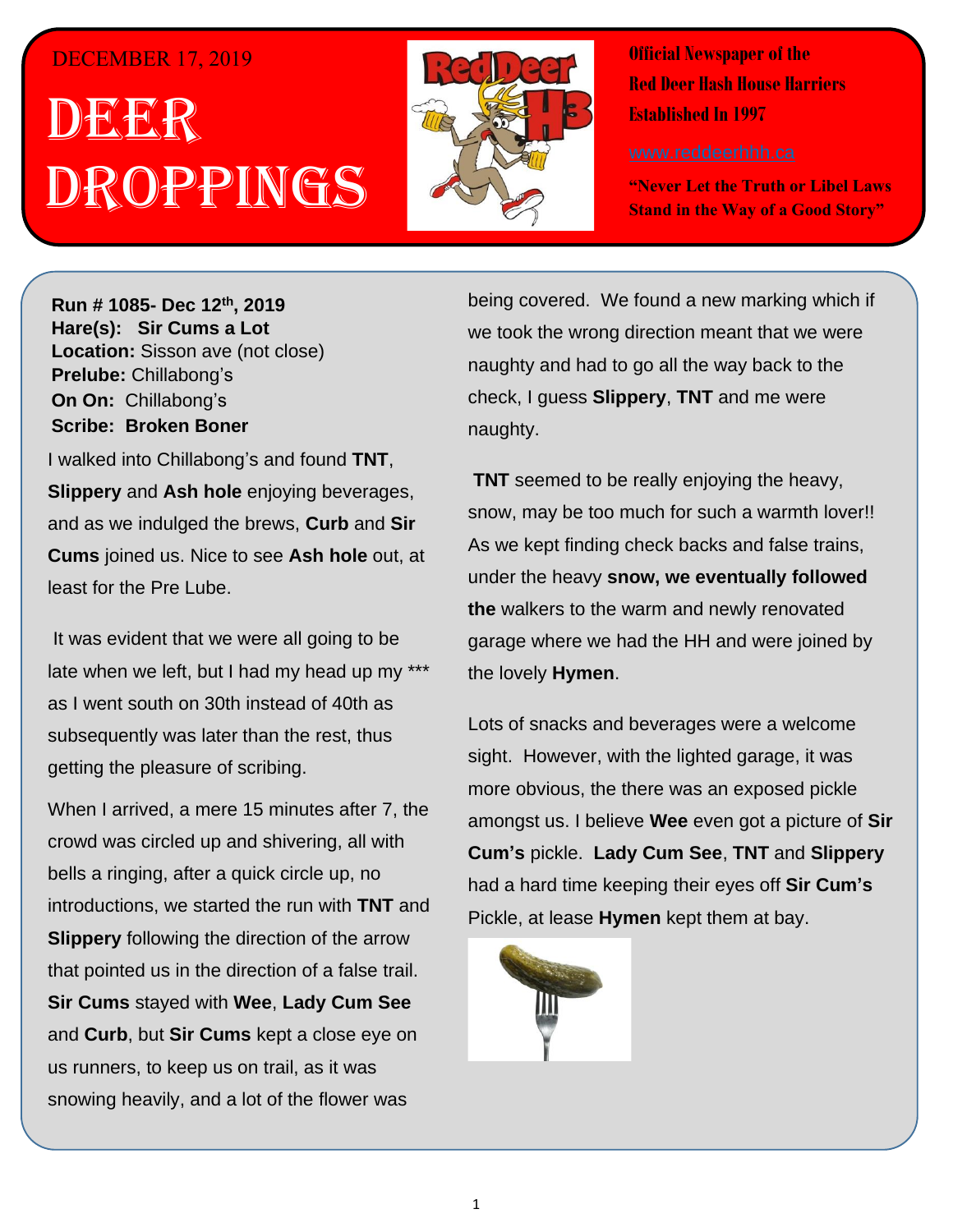DECEMBER 17, 2019

# DEER DROPPINGS

**Official Newspaper of the Red Deer Hash House Harriers Established In 1997**

www.reddeerhhh.ca

**"Never Let the Truth or Libel Laws Stand in the Way of a Good Story"**

**Run # 1085- Dec 12th, 2019**
**Hare(s): Sir Cums a Lot**
**Location:** Sisson ave (not close)
**Prelude:** Chillabong's
**On On:** Chillabong's
**Scribe: Broken Boner**

I walked into Chillabong's and found **TNT**, **Slippery** and **Ash hole** enjoying beverages, and as we indulged the brews, **Curb** and **Sir Cums** joined us. Nice to see **Ash hole** out, at least for the Pre Lube.

It was evident that we were all going to be late when we left, but I had my head up my *** as I went south on 30th instead of 40th as subsequently was later than the rest, thus getting the pleasure of scribing.

When I arrived, a mere 15 minutes after 7, the crowd was circled up and shivering, all with bells a ringing, after a quick circle up, no introductions, we started the run with **TNT** and **Slippery** following the direction of the arrow that pointed us in the direction of a false trail. **Sir Cums** stayed with **Wee**, **Lady Cum See** and **Curb**, but **Sir Cums** kept a close eye on us runners, to keep us on trail, as it was snowing heavily, and a lot of the flower was being covered. We found a new marking which if we took the wrong direction meant that we were naughty and had to go all the way back to the check, I guess **Slippery**, **TNT** and me were naughty.

**TNT** seemed to be really enjoying the heavy, snow, may be too much for such a warmth lover!! As we kept finding check backs and false trains, under the heavy **snow, we eventually followed the** walkers to the warm and newly renovated garage where we had the HH and were joined by the lovely **Hymen**.

Lots of snacks and beverages were a welcome sight. However, with the lighted garage, it was more obvious, the there was an exposed pickle amongst us. I believe **Wee** even got a picture of **Sir Cum's** pickle. **Lady Cum See**, **TNT** and **Slippery** had a hard time keeping their eyes off **Sir Cum's** Pickle, at lease **Hymen** kept them at bay.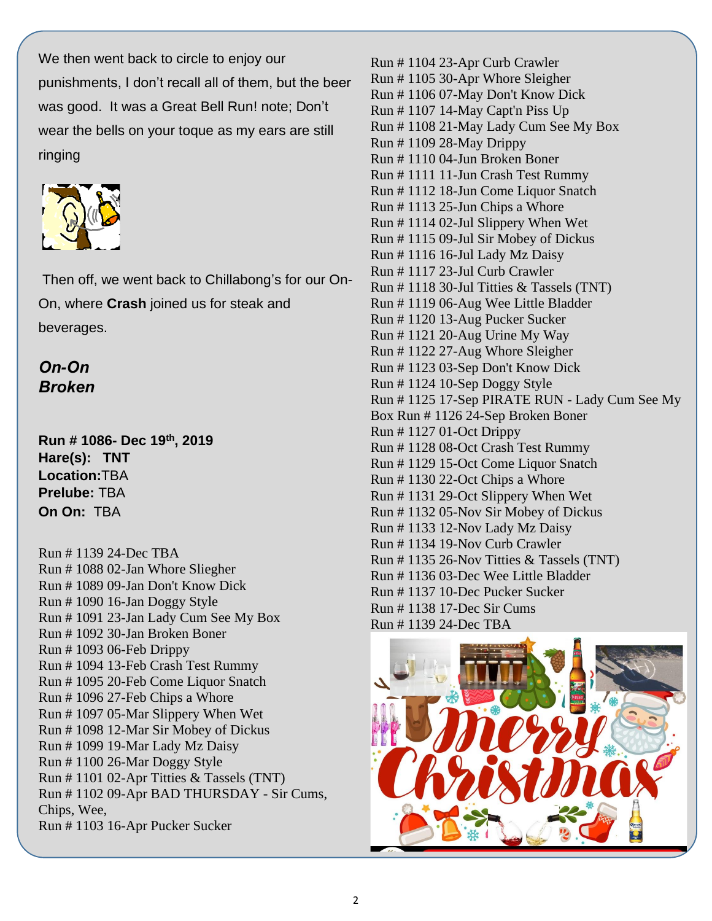We then went back to circle to enjoy our punishments, I don't recall all of them, but the beer was good. It was a Great Bell Run! note; Don't wear the bells on your toque as my ears are still ringing

Then off, we went back to Chillabong's for our On-On, where **Crash** joined us for steak and beverages.

***On-On***
***Broken***

**Run # 1086- Dec 19th, 2019**
**Hare(s): TNT**
**Location:** TBA
**Prelube:** TBA
**On On:** TBA

Run # 1139 24-Dec TBA
Run # 1088 02-Jan Whore Sliegher
Run # 1089 09-Jan Don't Know Dick
Run # 1090 16-Jan Doggy Style
Run # 1091 23-Jan Lady Cum See My Box
Run # 1092 30-Jan Broken Boner
Run # 1093 06-Feb Drippy
Run # 1094 13-Feb Crash Test Rummy
Run # 1095 20-Feb Come Liquor Snatch
Run # 1096 27-Feb Chips a Whore
Run # 1097 05-Mar Slippery When Wet
Run # 1098 12-Mar Sir Mobey of Dickus
Run # 1099 19-Mar Lady Mz Daisy
Run # 1100 26-Mar Doggy Style
Run # 1101 02-Apr Titties & Tassels (TNT)
Run # 1102 09-Apr BAD THURSDAY - Sir Cums, Chips, Wee,
Run # 1103 16-Apr Pucker Sucker
Run # 1104 23-Apr Curb Crawler
Run # 1105 30-Apr Whore Sleigher
Run # 1106 07-May Don't Know Dick
Run # 1107 14-May Capt'n Piss Up
Run # 1108 21-May Lady Cum See My Box
Run # 1109 28-May Drippy
Run # 1110 04-Jun Broken Boner
Run # 1111 11-Jun Crash Test Rummy
Run # 1112 18-Jun Come Liquor Snatch
Run # 1113 25-Jun Chips a Whore
Run # 1114 02-Jul Slippery When Wet
Run # 1115 09-Jul Sir Mobey of Dickus
Run # 1116 16-Jul Lady Mz Daisy
Run # 1117 23-Jul Curb Crawler
Run # 1118 30-Jul Titties & Tassels (TNT)
Run # 1119 06-Aug Wee Little Bladder
Run # 1120 13-Aug Pucker Sucker
Run # 1121 20-Aug Urine My Way
Run # 1122 27-Aug Whore Sleigher
Run # 1123 03-Sep Don't Know Dick
Run # 1124 10-Sep Doggy Style
Run # 1125 17-Sep PIRATE RUN - Lady Cum See My Box Run # 1126 24-Sep Broken Boner
Run # 1127 01-Oct Drippy
Run # 1128 08-Oct Crash Test Rummy
Run # 1129 15-Oct Come Liquor Snatch
Run # 1130 22-Oct Chips a Whore
Run # 1131 29-Oct Slippery When Wet
Run # 1132 05-Nov Sir Mobey of Dickus
Run # 1133 12-Nov Lady Mz Daisy
Run # 1134 19-Nov Curb Crawler
Run # 1135 26-Nov Titties & Tassels (TNT)
Run # 1136 03-Dec Wee Little Bladder
Run # 1137 10-Dec Pucker Sucker
Run # 1138 17-Dec Sir Cums
Run # 1139 24-Dec TBA